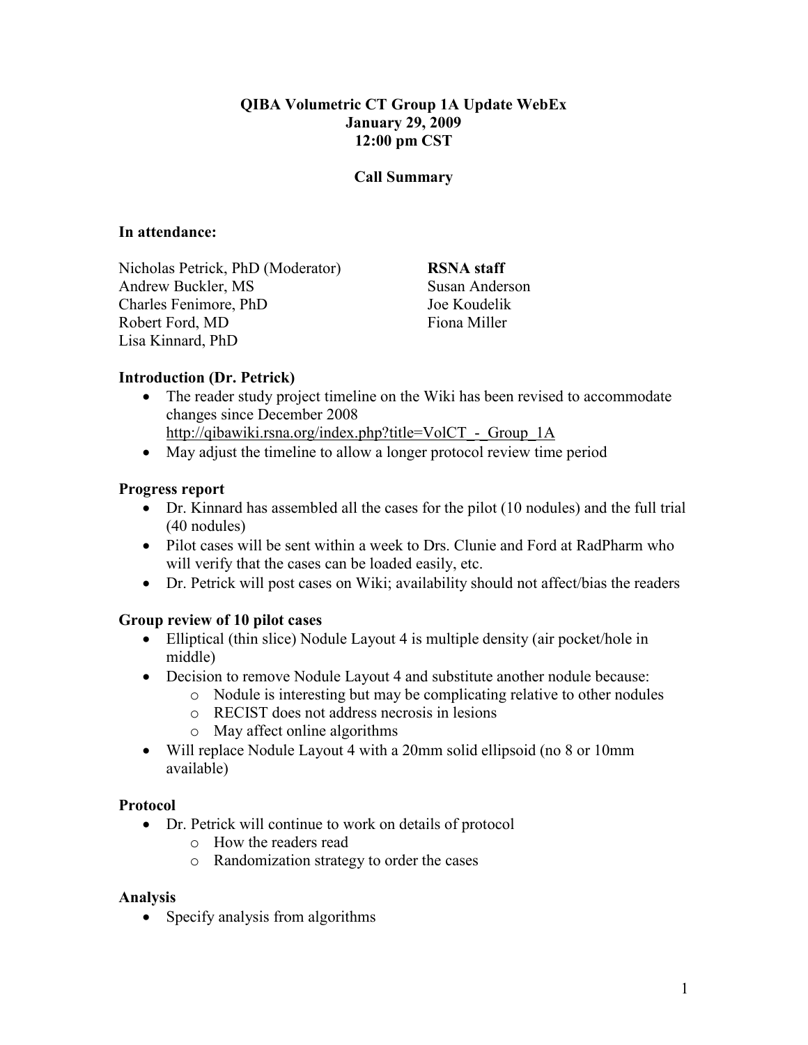**QIBA Volumetric CT Group 1A Update WebEx**
**January 29, 2009**
**12:00 pm CST**

**Call Summary**

**In attendance:**

| | **RSNA staff** |
|---|---|
| Nicholas Petrick, PhD (Moderator) | Susan Anderson |
| Andrew Buckler, MS | Joe Koudelik |
| Charles Fenimore, PhD | Fiona Miller |
| Robert Ford, MD | |
| Lisa Kinnard, PhD | |

**Introduction (Dr. Petrick)**

- The reader study project timeline on the Wiki has been revised to accommodate changes since December 2008
  http://qibawiki.rsna.org/index.php?title=VolCT_-_Group_1A
- May adjust the timeline to allow a longer protocol review time period

**Progress report**

- Dr. Kinnard has assembled all the cases for the pilot (10 nodules) and the full trial (40 nodules)
- Pilot cases will be sent within a week to Drs. Clunie and Ford at RadPharm who will verify that the cases can be loaded easily, etc.
- Dr. Petrick will post cases on Wiki; availability should not affect/bias the readers

**Group review of 10 pilot cases**

- Elliptical (thin slice) Nodule Layout 4 is multiple density (air pocket/hole in middle)
- Decision to remove Nodule Layout 4 and substitute another nodule because:
  - Nodule is interesting but may be complicating relative to other nodules
  - RECIST does not address necrosis in lesions
  - May affect online algorithms
- Will replace Nodule Layout 4 with a 20mm solid ellipsoid (no 8 or 10mm available)

**Protocol**

- Dr. Petrick will continue to work on details of protocol
  - How the readers read
  - Randomization strategy to order the cases

**Analysis**

- Specify analysis from algorithms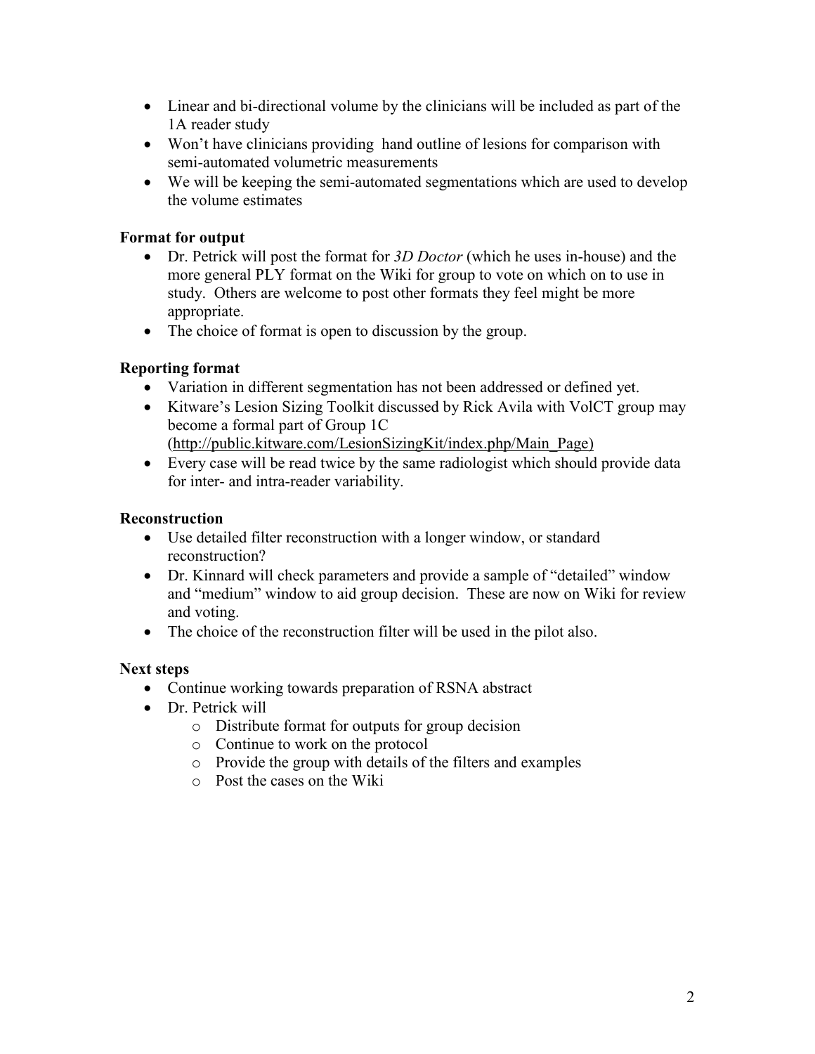- Linear and bi-directional volume by the clinicians will be included as part of the 1A reader study
- Won't have clinicians providing hand outline of lesions for comparison with semi-automated volumetric measurements
- We will be keeping the semi-automated segmentations which are used to develop the volume estimates

**Format for output**

- Dr. Petrick will post the format for *3D Doctor* (which he uses in-house) and the more general PLY format on the Wiki for group to vote on which on to use in study. Others are welcome to post other formats they feel might be more appropriate.
- The choice of format is open to discussion by the group.

**Reporting format**

- Variation in different segmentation has not been addressed or defined yet.
- Kitware's Lesion Sizing Toolkit discussed by Rick Avila with VolCT group may become a formal part of Group 1C (http://public.kitware.com/LesionSizingKit/index.php/Main_Page)
- Every case will be read twice by the same radiologist which should provide data for inter- and intra-reader variability.

**Reconstruction**

- Use detailed filter reconstruction with a longer window, or standard reconstruction?
- Dr. Kinnard will check parameters and provide a sample of "detailed" window and "medium" window to aid group decision. These are now on Wiki for review and voting.
- The choice of the reconstruction filter will be used in the pilot also.

**Next steps**

- Continue working towards preparation of RSNA abstract
- Dr. Petrick will
  - Distribute format for outputs for group decision
  - Continue to work on the protocol
  - Provide the group with details of the filters and examples
  - Post the cases on the Wiki